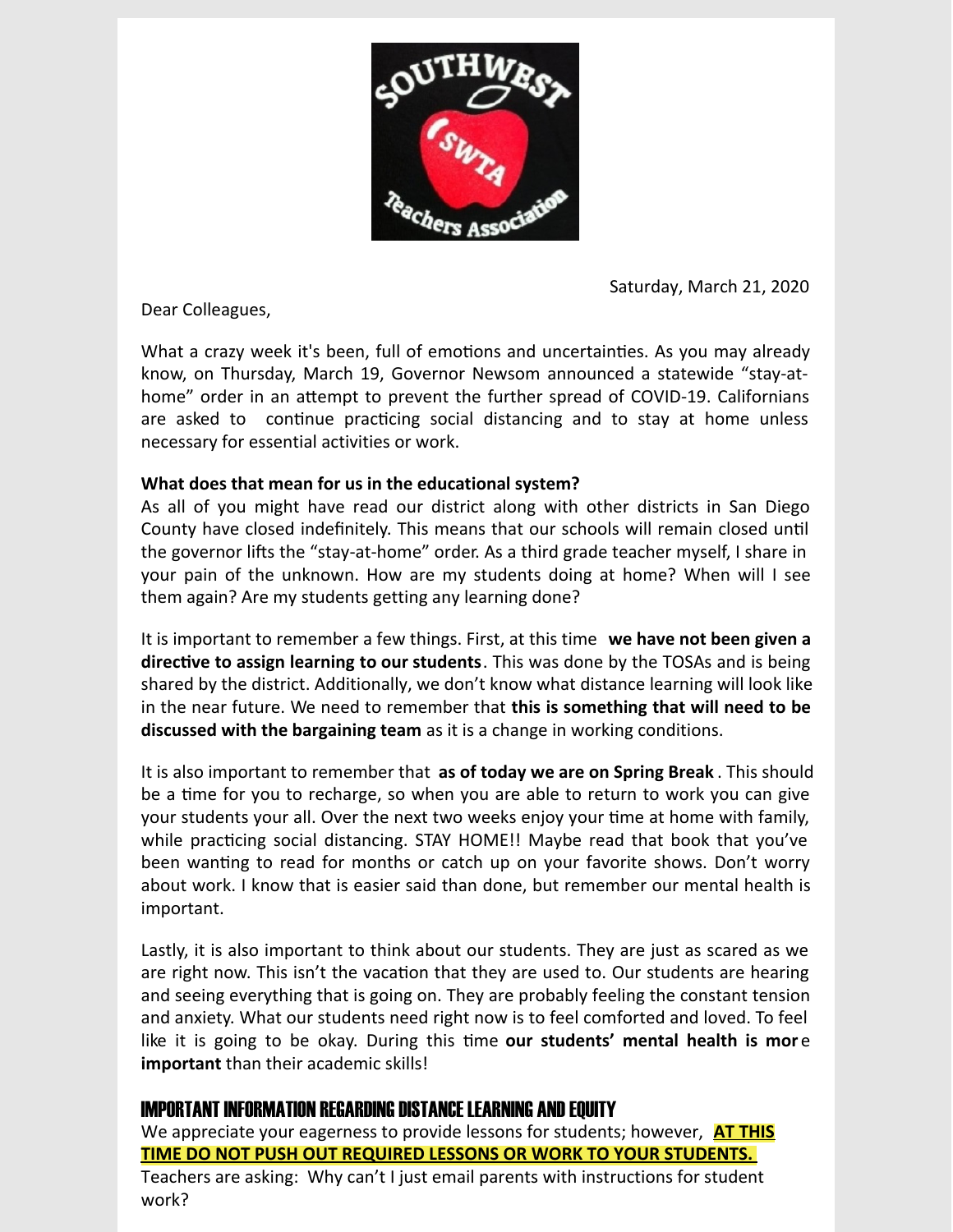Saturday, March 21, 2020

Dear Colleagues,

What a crazy week it's been, full of emotions and uncertainties. As you may already know, on Thursday, March 19, Governor Newsom announced a statewide "stay-at-home" order in an attempt to prevent the further spread of COVID-19. Californians are asked to continue practicing social distancing and to stay at home unless necessary for essential activities or work.

**What does that mean for us in the educational system?**
As all of you might have read our district along with other districts in San Diego County have closed indefinitely. This means that our schools will remain closed until the governor lifts the "stay-at-home" order. As a third grade teacher myself, I share in your pain of the unknown. How are my students doing at home? When will I see them again? Are my students getting any learning done?

It is important to remember a few things. First, at this time **we have not been given a directive to assign learning to our students**. This was done by the TOSAs and is being shared by the district. Additionally, we don't know what distance learning will look like in the near future. We need to remember that **this is something that will need to be discussed with the bargaining team** as it is a change in working conditions.

It is also important to remember that **as of today we are on Spring Break**. This should be a time for you to recharge, so when you are able to return to work you can give your students your all. Over the next two weeks enjoy your time at home with family, while practicing social distancing. STAY HOME!! Maybe read that book that you've been wanting to read for months or catch up on your favorite shows. Don't worry about work. I know that is easier said than done, but remember our mental health is important.

Lastly, it is also important to think about our students. They are just as scared as we are right now. This isn't the vacation that they are used to. Our students are hearing and seeing everything that is going on. They are probably feeling the constant tension and anxiety. What our students need right now is to feel comforted and loved. To feel like it is going to be okay. During this time **our students' mental health is more important** than their academic skills!

## IMPORTANT INFORMATION REGARDING DISTANCE LEARNING AND EQUITY

We appreciate your eagerness to provide lessons for students; however, **AT THIS TIME DO NOT PUSH OUT REQUIRED LESSONS OR WORK TO YOUR STUDENTS.**

Teachers are asking: Why can't I just email parents with instructions for student work?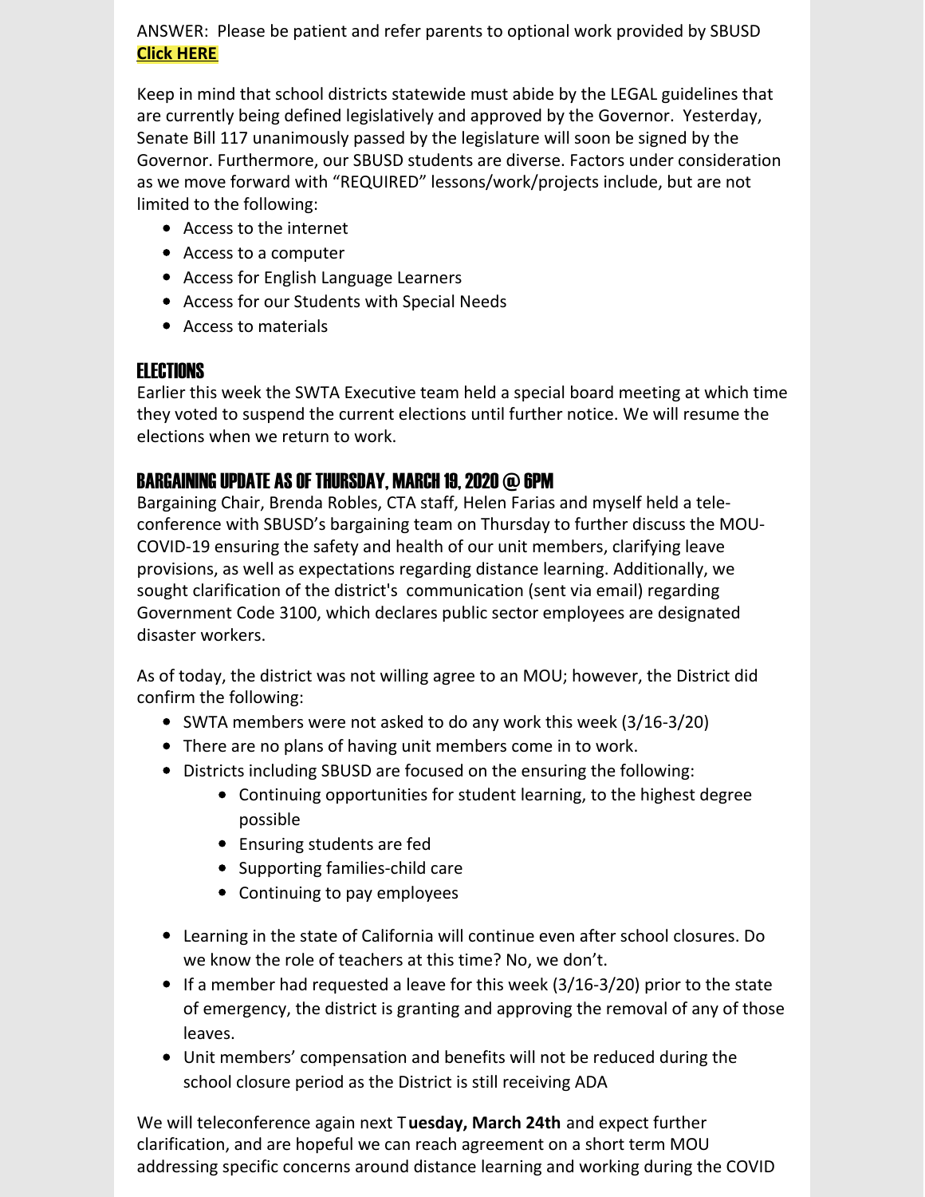ANSWER: Please be patient and refer parents to optional work provided by SBUSD **Click HERE**

Keep in mind that school districts statewide must abide by the LEGAL guidelines that are currently being defined legislatively and approved by the Governor. Yesterday, Senate Bill 117 unanimously passed by the legislature will soon be signed by the Governor. Furthermore, our SBUSD students are diverse. Factors under consideration as we move forward with "REQUIRED" lessons/work/projects include, but are not limited to the following:

- Access to the internet
- Access to a computer
- Access for English Language Learners
- Access for our Students with Special Needs
- Access to materials

## ELECTIONS

Earlier this week the SWTA Executive team held a special board meeting at which time they voted to suspend the current elections until further notice. We will resume the elections when we return to work.

## BARGAINING UPDATE AS OF THURSDAY, MARCH 19, 2020 @ 6PM

Bargaining Chair, Brenda Robles, CTA staff, Helen Farias and myself held a tele-conference with SBUSD's bargaining team on Thursday to further discuss the MOU-COVID-19 ensuring the safety and health of our unit members, clarifying leave provisions, as well as expectations regarding distance learning. Additionally, we sought clarification of the district's communication (sent via email) regarding Government Code 3100, which declares public sector employees are designated disaster workers.

As of today, the district was not willing agree to an MOU; however, the District did confirm the following:

- SWTA members were not asked to do any work this week (3/16-3/20)
- There are no plans of having unit members come in to work.
- Districts including SBUSD are focused on the ensuring the following:
  - Continuing opportunities for student learning, to the highest degree possible
  - Ensuring students are fed
  - Supporting families-child care
  - Continuing to pay employees
- Learning in the state of California will continue even after school closures. Do we know the role of teachers at this time? No, we don't.
- If a member had requested a leave for this week (3/16-3/20) prior to the state of emergency, the district is granting and approving the removal of any of those leaves.
- Unit members' compensation and benefits will not be reduced during the school closure period as the District is still receiving ADA

We will teleconference again next T**uesday, March 24th** and expect further clarification, and are hopeful we can reach agreement on a short term MOU addressing specific concerns around distance learning and working during the COVID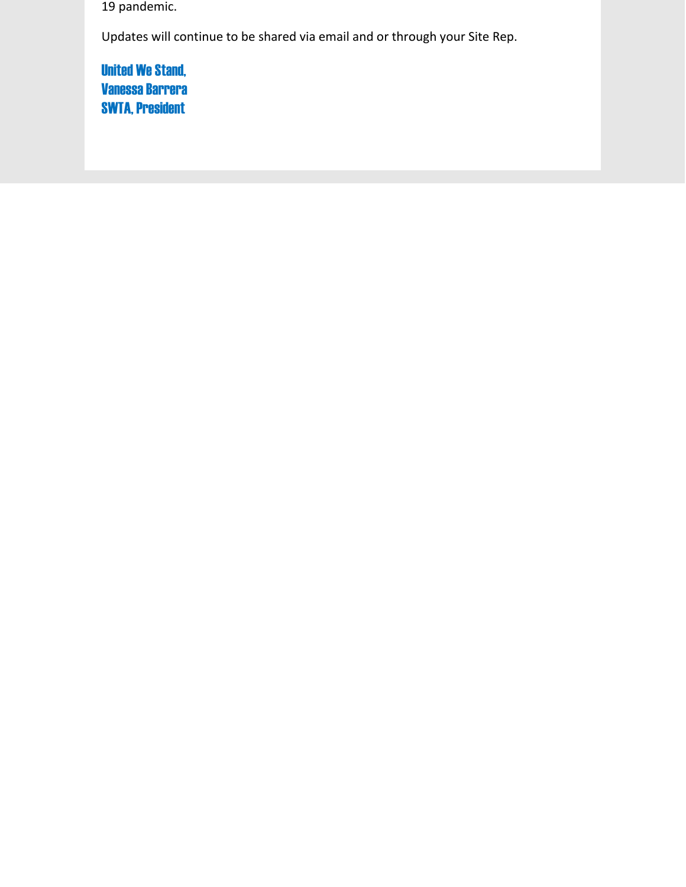19 pandemic.

Updates will continue to be shared via email and or through your Site Rep.

**United We Stand,**
**Vanessa Barrera**
**SWTA, President**